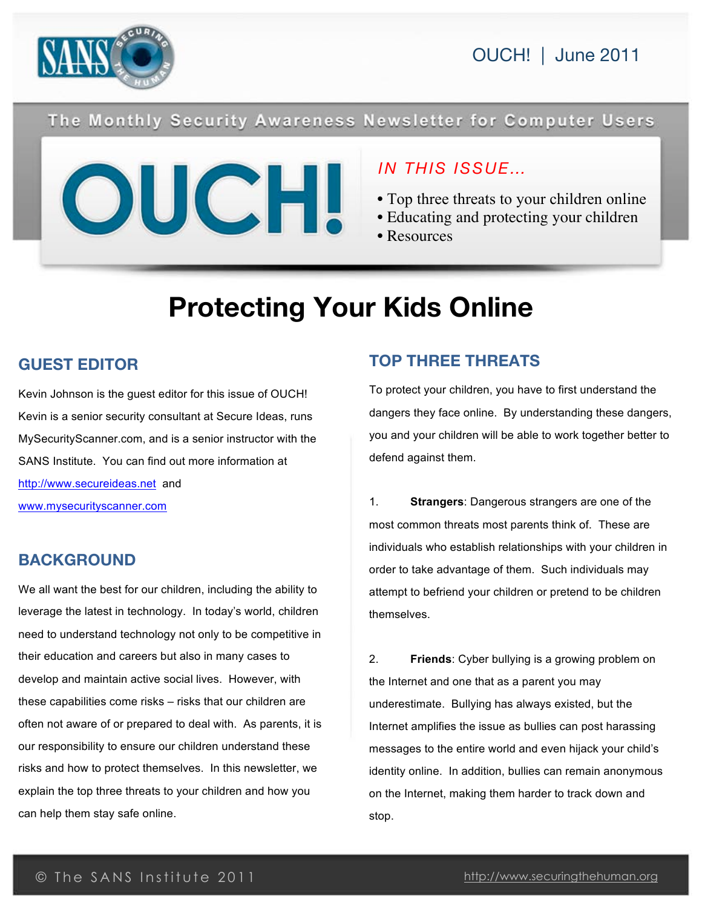# OUCH! | June 2011

The Monthly Security Awareness Newsletter for Computer Users

*IN THIS ISSUE...*

- Top three threats to your children online
- Educating and protecting your children
- Resources

# Protecting Your Kids Online

## GUEST EDITOR

Kevin Johnson is the guest editor for this issue of OUCH! Kevin is a senior security consultant at Secure Ideas, runs MySecurityScanner.com, and is a senior instructor with the SANS Institute. You can find out more information at http://www.secureideas.net and www.mysecurityscanner.com

## BACKGROUND

We all want the best for our children, including the ability to leverage the latest in technology. In today's world, children need to understand technology not only to be competitive in their education and careers but also in many cases to develop and maintain active social lives. However, with these capabilities come risks – risks that our children are often not aware of or prepared to deal with. As parents, it is our responsibility to ensure our children understand these risks and how to protect themselves. In this newsletter, we explain the top three threats to your children and how you can help them stay safe online.

## TOP THREE THREATS

To protect your children, you have to first understand the dangers they face online. By understanding these dangers, you and your children will be able to work together better to defend against them.

1. **Strangers**: Dangerous strangers are one of the most common threats most parents think of. These are individuals who establish relationships with your children in order to take advantage of them. Such individuals may attempt to befriend your children or pretend to be children themselves.

2. **Friends**: Cyber bullying is a growing problem on the Internet and one that as a parent you may underestimate. Bullying has always existed, but the Internet amplifies the issue as bullies can post harassing messages to the entire world and even hijack your child's identity online. In addition, bullies can remain anonymous on the Internet, making them harder to track down and stop.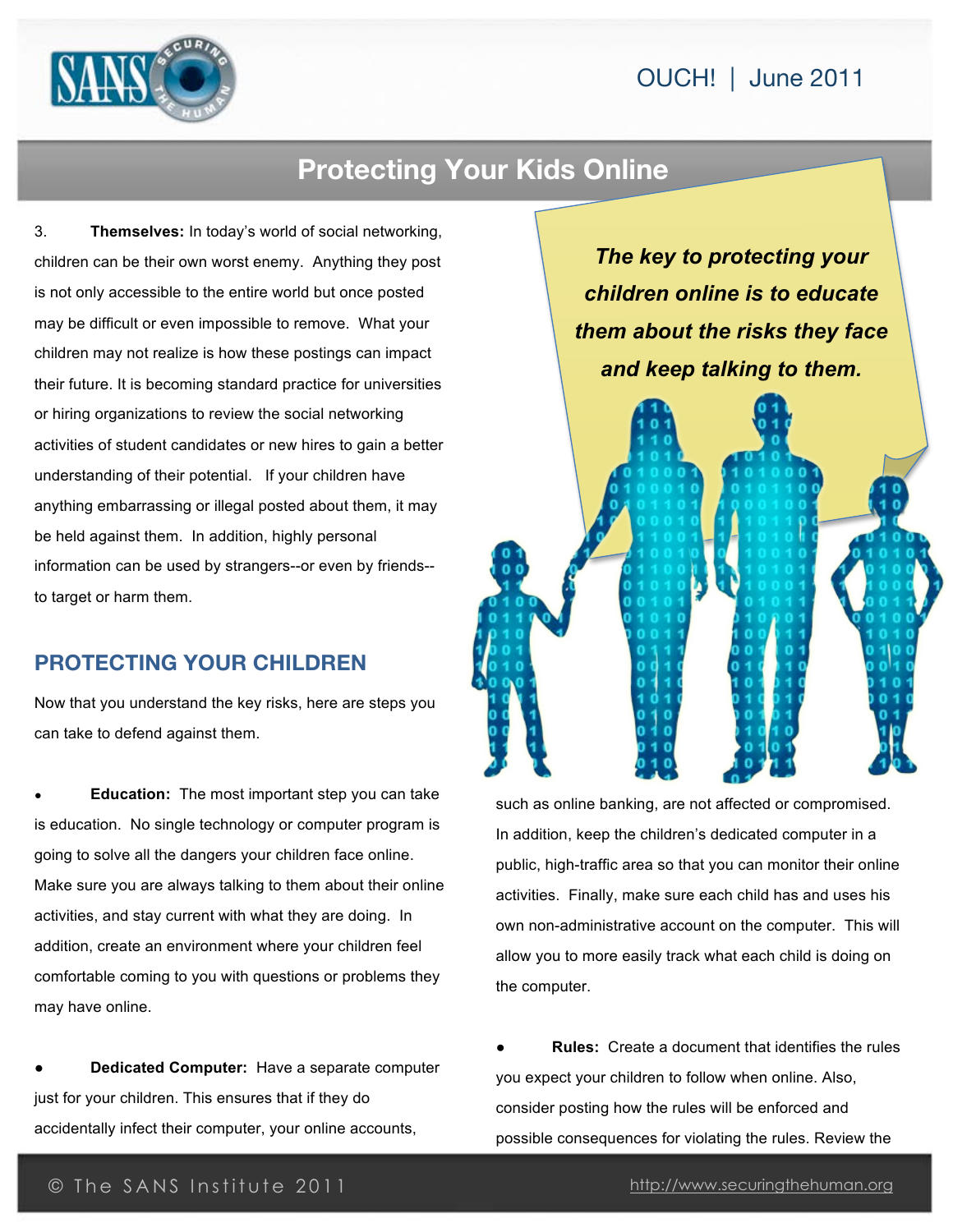## Protecting Your Kids Online

3. **Themselves:** In today's world of social networking, children can be their own worst enemy. Anything they post is not only accessible to the entire world but once posted may be difficult or even impossible to remove. What your children may not realize is how these postings can impact their future. It is becoming standard practice for universities or hiring organizations to review the social networking activities of student candidates or new hires to gain a better understanding of their potential. If your children have anything embarrassing or illegal posted about them, it may be held against them. In addition, highly personal information can be used by strangers--or even by friends--to target or harm them.

*The key to protecting your children online is to educate them about the risks they face and keep talking to them.*

### PROTECTING YOUR CHILDREN

Now that you understand the key risks, here are steps you can take to defend against them.

- **Education:** The most important step you can take is education. No single technology or computer program is going to solve all the dangers your children face online. Make sure you are always talking to them about their online activities, and stay current with what they are doing. In addition, create an environment where your children feel comfortable coming to you with questions or problems they may have online.

- **Dedicated Computer:** Have a separate computer just for your children. This ensures that if they do accidentally infect their computer, your online accounts, such as online banking, are not affected or compromised. In addition, keep the children's dedicated computer in a public, high-traffic area so that you can monitor their online activities. Finally, make sure each child has and uses his own non-administrative account on the computer. This will allow you to more easily track what each child is doing on the computer.

- **Rules:** Create a document that identifies the rules you expect your children to follow when online. Also, consider posting how the rules will be enforced and possible consequences for violating the rules. Review the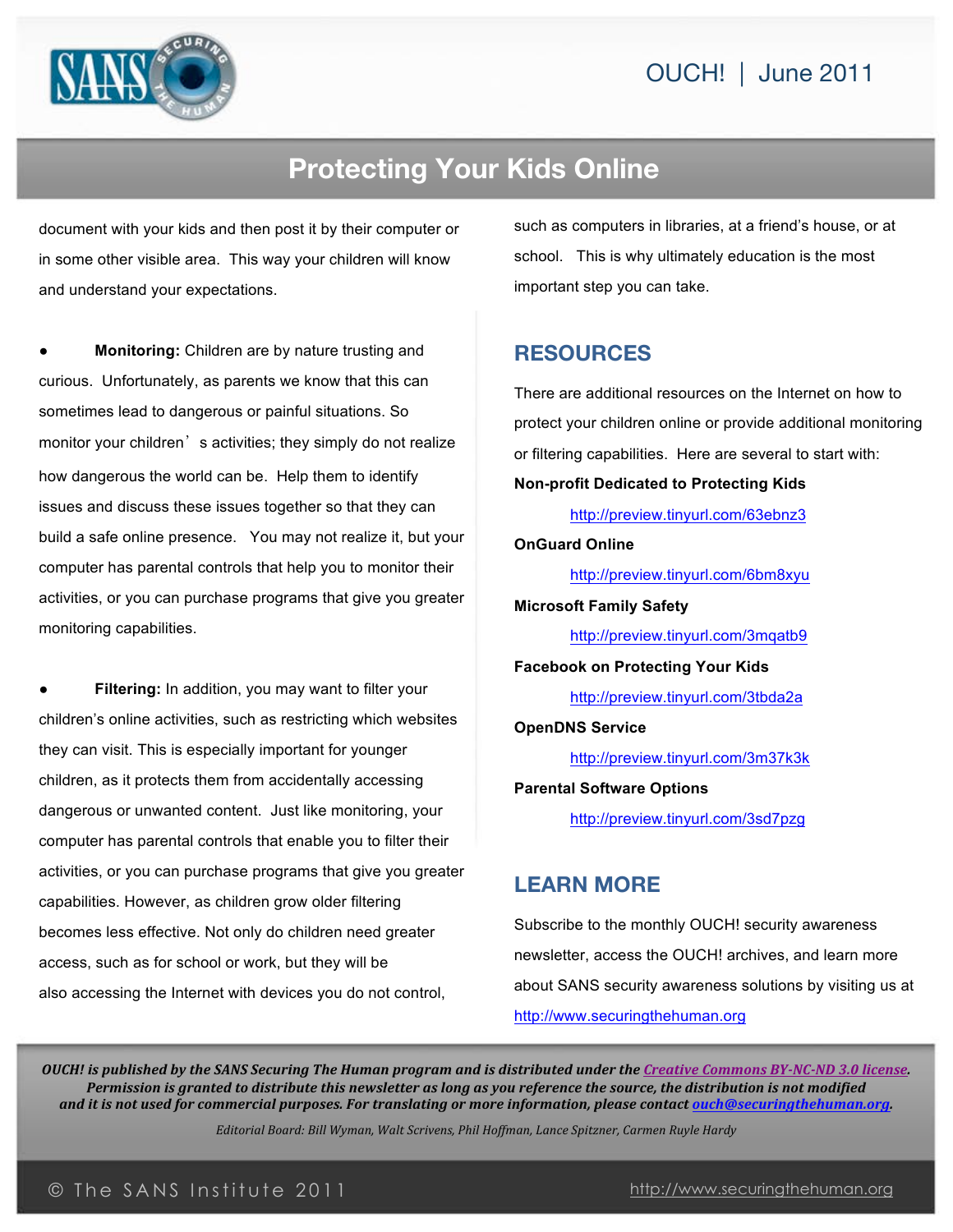# Protecting Your Kids Online

document with your kids and then post it by their computer or in some other visible area. This way your children will know and understand your expectations.

- **Monitoring:** Children are by nature trusting and curious. Unfortunately, as parents we know that this can sometimes lead to dangerous or painful situations. So monitor your children's activities; they simply do not realize how dangerous the world can be. Help them to identify issues and discuss these issues together so that they can build a safe online presence. You may not realize it, but your computer has parental controls that help you to monitor their activities, or you can purchase programs that give you greater monitoring capabilities.

- **Filtering:** In addition, you may want to filter your children's online activities, such as restricting which websites they can visit. This is especially important for younger children, as it protects them from accidentally accessing dangerous or unwanted content. Just like monitoring, your computer has parental controls that enable you to filter their activities, or you can purchase programs that give you greater capabilities. However, as children grow older filtering becomes less effective. Not only do children need greater access, such as for school or work, but they will be also accessing the Internet with devices you do not control, such as computers in libraries, at a friend's house, or at school. This is why ultimately education is the most important step you can take.

## RESOURCES

There are additional resources on the Internet on how to protect your children online or provide additional monitoring or filtering capabilities. Here are several to start with:

**Non-profit Dedicated to Protecting Kids**

http://preview.tinyurl.com/63ebnz3

**OnGuard Online**

http://preview.tinyurl.com/6bm8xyu

**Microsoft Family Safety**

http://preview.tinyurl.com/3mqatb9

**Facebook on Protecting Your Kids**

http://preview.tinyurl.com/3tbda2a

**OpenDNS Service**

http://preview.tinyurl.com/3m37k3k

**Parental Software Options**

http://preview.tinyurl.com/3sd7pzg

## LEARN MORE

Subscribe to the monthly OUCH! security awareness newsletter, access the OUCH! archives, and learn more about SANS security awareness solutions by visiting us at http://www.securingthehuman.org

***OUCH! is published by the SANS Securing The Human program and is distributed under the Creative Commons BY-NC-ND 3.0 license. Permission is granted to distribute this newsletter as long as you reference the source, the distribution is not modified and it is not used for commercial purposes. For translating or more information, please contact ouch@securingthehuman.org.***

*Editorial Board: Bill Wyman, Walt Scrivens, Phil Hoffman, Lance Spitzner, Carmen Ruyle Hardy*

© The SANS Institute 2011 http://www.securingthehuman.org